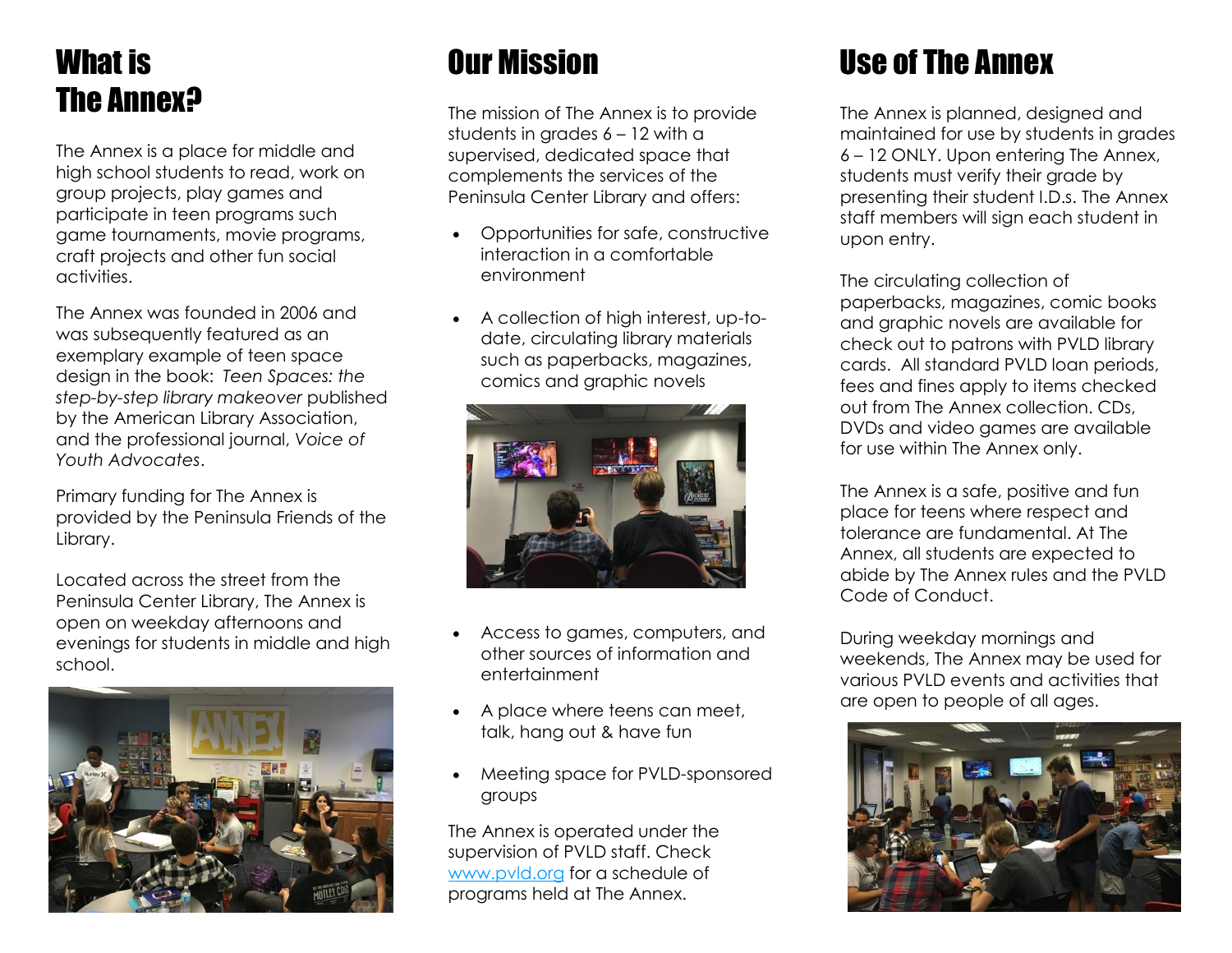# What is The Annex?

The Annex is a place for middle and high school students to read, work on group projects, play games and participate in teen programs such game tournaments, movie programs, craft projects and other fun social activities.

The Annex was founded in 2006 and was subsequently featured as an exemplary example of teen space design in the book: *Teen Spaces: the step-by-step library makeover* published by the American Library Association, and the professional journal, *Voice of Youth Advocates*.

Primary funding for The Annex is provided by the Peninsula Friends of the Library.

Located across the street from the Peninsula Center Library, The Annex is open on weekday afternoons and evenings for students in middle and high school.

# Our Mission

The mission of The Annex is to provide students in grades 6 – 12 with a supervised, dedicated space that complements the services of the Peninsula Center Library and offers:

- Opportunities for safe, constructive interaction in a comfortable environment
- A collection of high interest, up-to-date, circulating library materials such as paperbacks, magazines, comics and graphic novels
- Access to games, computers, and other sources of information and entertainment
- A place where teens can meet, talk, hang out & have fun
- Meeting space for PVLD-sponsored groups

The Annex is operated under the supervision of PVLD staff. Check [www.pvld.org](http://www.pvld.org) for a schedule of programs held at The Annex.

# Use of The Annex

The Annex is planned, designed and maintained for use by students in grades 6 – 12 ONLY. Upon entering The Annex, students must verify their grade by presenting their student I.D.s. The Annex staff members will sign each student in upon entry.

The circulating collection of paperbacks, magazines, comic books and graphic novels are available for check out to patrons with PVLD library cards. All standard PVLD loan periods, fees and fines apply to items checked out from The Annex collection. CDs, DVDs and video games are available for use within The Annex only.

The Annex is a safe, positive and fun place for teens where respect and tolerance are fundamental. At The Annex, all students are expected to abide by The Annex rules and the PVLD Code of Conduct.

During weekday mornings and weekends, The Annex may be used for various PVLD events and activities that are open to people of all ages.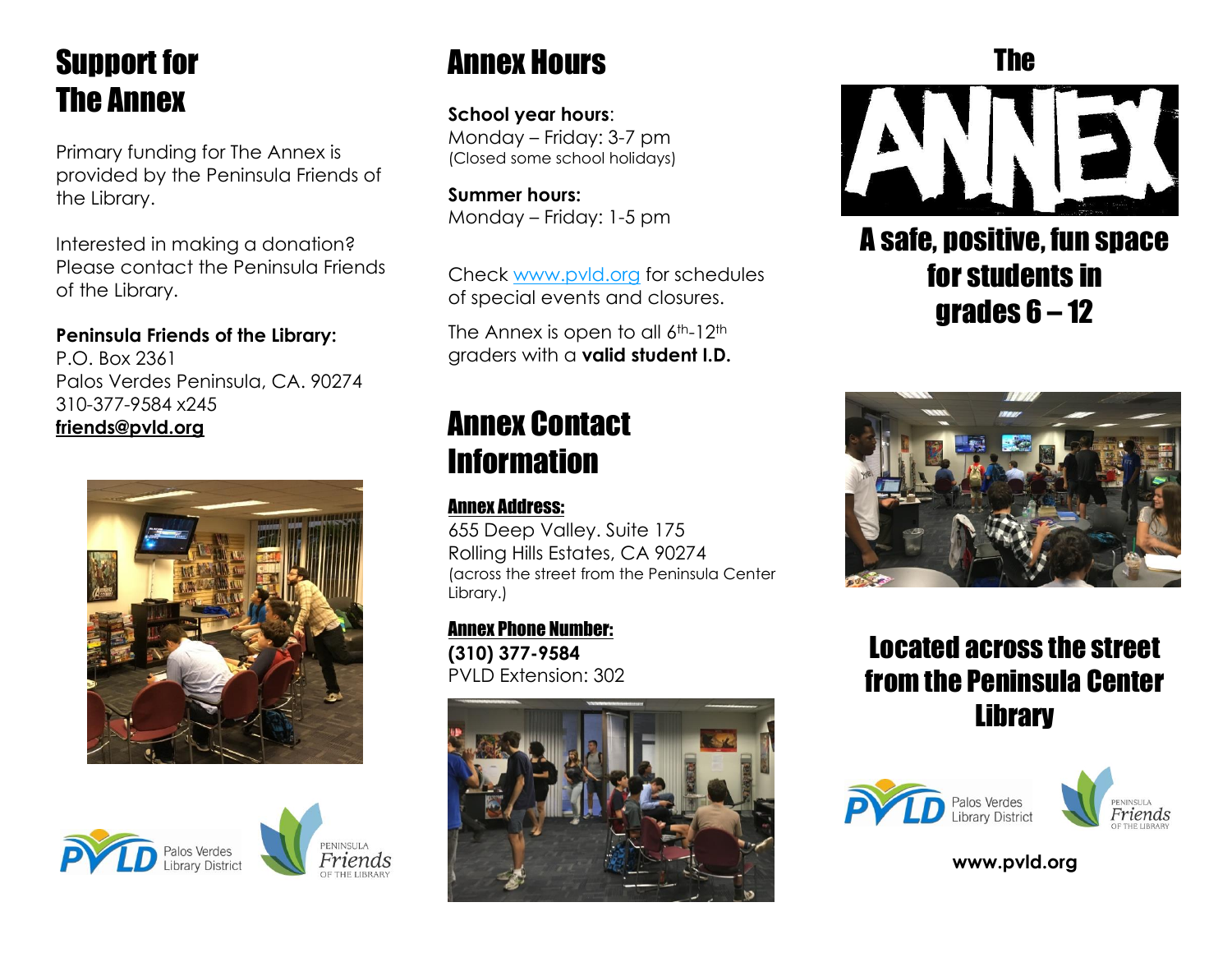# Support for The Annex

Primary funding for The Annex is provided by the Peninsula Friends of the Library.

Interested in making a donation? Please contact the Peninsula Friends of the Library.

**Peninsula Friends of the Library:**
P.O. Box 2361
Palos Verdes Peninsula, CA. 90274
310-377-9584 x245
**friends@pvld.org**

Palos Verdes Library District

PENINSULA Friends OF THE LIBRARY

# Annex Hours

**School year hours**:
Monday – Friday: 3-7 pm
(Closed some school holidays)

**Summer hours:**
Monday – Friday: 1-5 pm

Check www.pvld.org for schedules of special events and closures.

The Annex is open to all 6th-12th graders with a **valid student I.D.**

# Annex Contact Information

**Annex Address:**
655 Deep Valley. Suite 175
Rolling Hills Estates, CA 90274
(across the street from the Peninsula Center Library.)

**Annex Phone Number:**
**(310) 377-9584**
PVLD Extension: 302

# The ANNEX

## A safe, positive, fun space for students in grades 6 – 12

## Located across the street from the Peninsula Center Library

Palos Verdes Library District

PENINSULA Friends OF THE LIBRARY

**www.pvld.org**